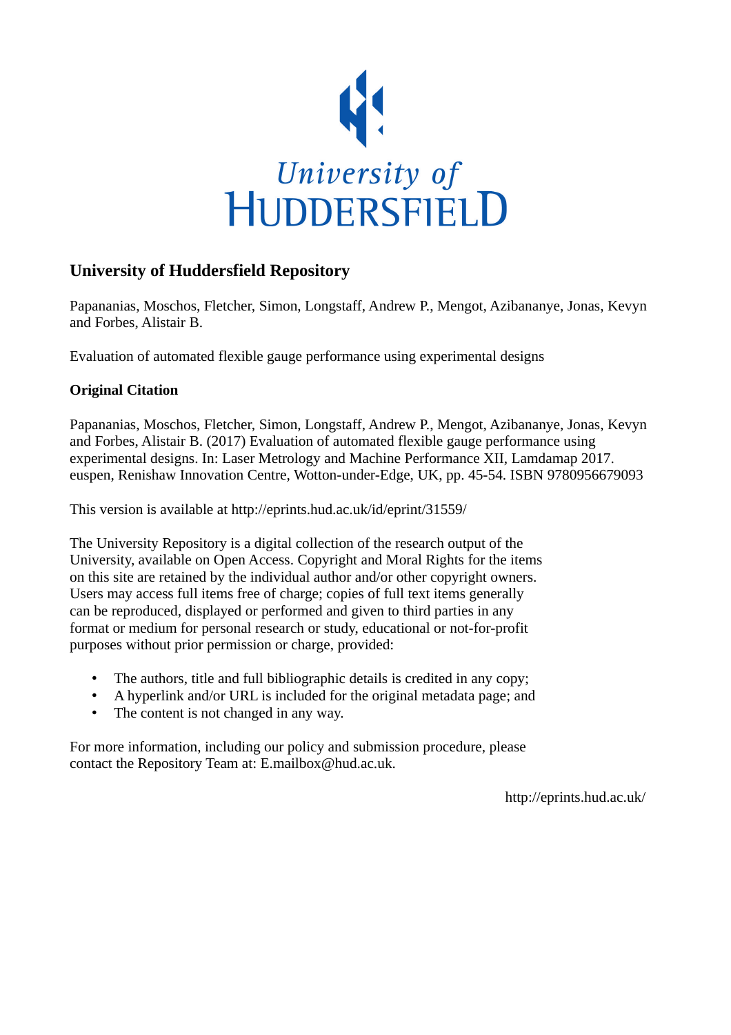University of Huddersfield

## University of Huddersfield Repository

Papananias, Moschos, Fletcher, Simon, Longstaff, Andrew P., Mengot, Azibananye, Jonas, Kevyn and Forbes, Alistair B.

Evaluation of automated flexible gauge performance using experimental designs

### Original Citation

Papananias, Moschos, Fletcher, Simon, Longstaff, Andrew P., Mengot, Azibananye, Jonas, Kevyn and Forbes, Alistair B. (2017) Evaluation of automated flexible gauge performance using experimental designs. In: Laser Metrology and Machine Performance XII, Lamdamap 2017. euspen, Renishaw Innovation Centre, Wotton-under-Edge, UK, pp. 45-54. ISBN 9780956679093

This version is available at http://eprints.hud.ac.uk/id/eprint/31559/

The University Repository is a digital collection of the research output of the University, available on Open Access. Copyright and Moral Rights for the items on this site are retained by the individual author and/or other copyright owners. Users may access full items free of charge; copies of full text items generally can be reproduced, displayed or performed and given to third parties in any format or medium for personal research or study, educational or not-for-profit purposes without prior permission or charge, provided:

- The authors, title and full bibliographic details is credited in any copy;
- A hyperlink and/or URL is included for the original metadata page; and
- The content is not changed in any way.

For more information, including our policy and submission procedure, please contact the Repository Team at: E.mailbox@hud.ac.uk.

http://eprints.hud.ac.uk/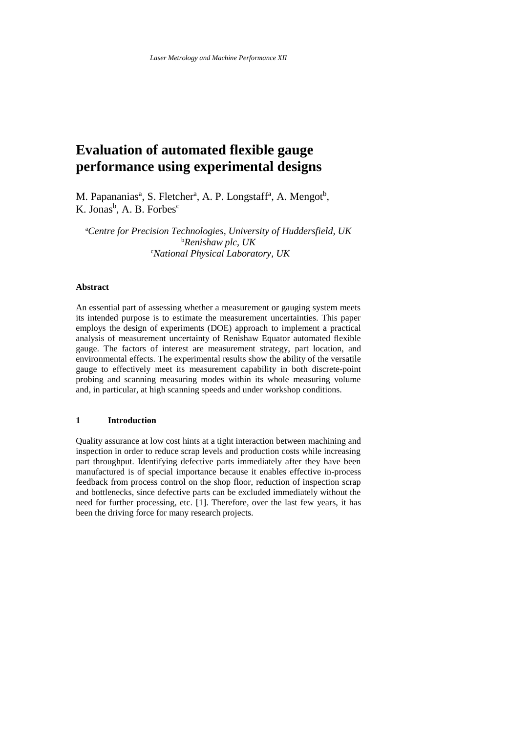# Evaluation of automated flexible gauge performance using experimental designs

M. Papananias[a], S. Fletcher[a], A. P. Longstaff[a], A. Mengot[b], K. Jonas[b], A. B. Forbes[c]

[a]*Centre for Precision Technologies, University of Huddersfield, UK*
[b]*Renishaw plc, UK*
[c]*National Physical Laboratory, UK*

**Abstract**

An essential part of assessing whether a measurement or gauging system meets its intended purpose is to estimate the measurement uncertainties. This paper employs the design of experiments (DOE) approach to implement a practical analysis of measurement uncertainty of Renishaw Equator automated flexible gauge. The factors of interest are measurement strategy, part location, and environmental effects. The experimental results show the ability of the versatile gauge to effectively meet its measurement capability in both discrete-point probing and scanning measuring modes within its whole measuring volume and, in particular, at high scanning speeds and under workshop conditions.

## 1 Introduction

Quality assurance at low cost hints at a tight interaction between machining and inspection in order to reduce scrap levels and production costs while increasing part throughput. Identifying defective parts immediately after they have been manufactured is of special importance because it enables effective in-process feedback from process control on the shop floor, reduction of inspection scrap and bottlenecks, since defective parts can be excluded immediately without the need for further processing, etc. [1]. Therefore, over the last few years, it has been the driving force for many research projects.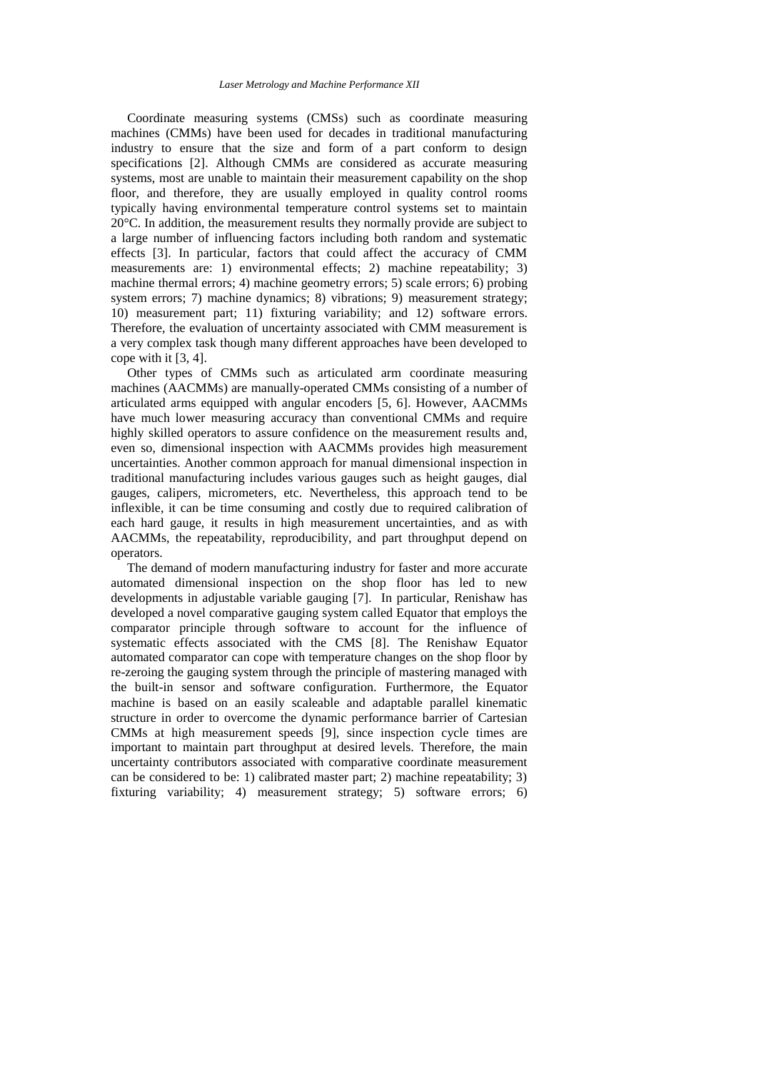Coordinate measuring systems (CMSs) such as coordinate measuring machines (CMMs) have been used for decades in traditional manufacturing industry to ensure that the size and form of a part conform to design specifications [2]. Although CMMs are considered as accurate measuring systems, most are unable to maintain their measurement capability on the shop floor, and therefore, they are usually employed in quality control rooms typically having environmental temperature control systems set to maintain 20°C. In addition, the measurement results they normally provide are subject to a large number of influencing factors including both random and systematic effects [3]. In particular, factors that could affect the accuracy of CMM measurements are: 1) environmental effects; 2) machine repeatability; 3) machine thermal errors; 4) machine geometry errors; 5) scale errors; 6) probing system errors; 7) machine dynamics; 8) vibrations; 9) measurement strategy; 10) measurement part; 11) fixturing variability; and 12) software errors. Therefore, the evaluation of uncertainty associated with CMM measurement is a very complex task though many different approaches have been developed to cope with it [3, 4].

Other types of CMMs such as articulated arm coordinate measuring machines (AACMMs) are manually-operated CMMs consisting of a number of articulated arms equipped with angular encoders [5, 6]. However, AACMMs have much lower measuring accuracy than conventional CMMs and require highly skilled operators to assure confidence on the measurement results and, even so, dimensional inspection with AACMMs provides high measurement uncertainties. Another common approach for manual dimensional inspection in traditional manufacturing includes various gauges such as height gauges, dial gauges, calipers, micrometers, etc. Nevertheless, this approach tend to be inflexible, it can be time consuming and costly due to required calibration of each hard gauge, it results in high measurement uncertainties, and as with AACMMs, the repeatability, reproducibility, and part throughput depend on operators.

The demand of modern manufacturing industry for faster and more accurate automated dimensional inspection on the shop floor has led to new developments in adjustable variable gauging [7]. In particular, Renishaw has developed a novel comparative gauging system called Equator that employs the comparator principle through software to account for the influence of systematic effects associated with the CMS [8]. The Renishaw Equator automated comparator can cope with temperature changes on the shop floor by re-zeroing the gauging system through the principle of mastering managed with the built-in sensor and software configuration. Furthermore, the Equator machine is based on an easily scaleable and adaptable parallel kinematic structure in order to overcome the dynamic performance barrier of Cartesian CMMs at high measurement speeds [9], since inspection cycle times are important to maintain part throughput at desired levels. Therefore, the main uncertainty contributors associated with comparative coordinate measurement can be considered to be: 1) calibrated master part; 2) machine repeatability; 3) fixturing variability; 4) measurement strategy; 5) software errors; 6)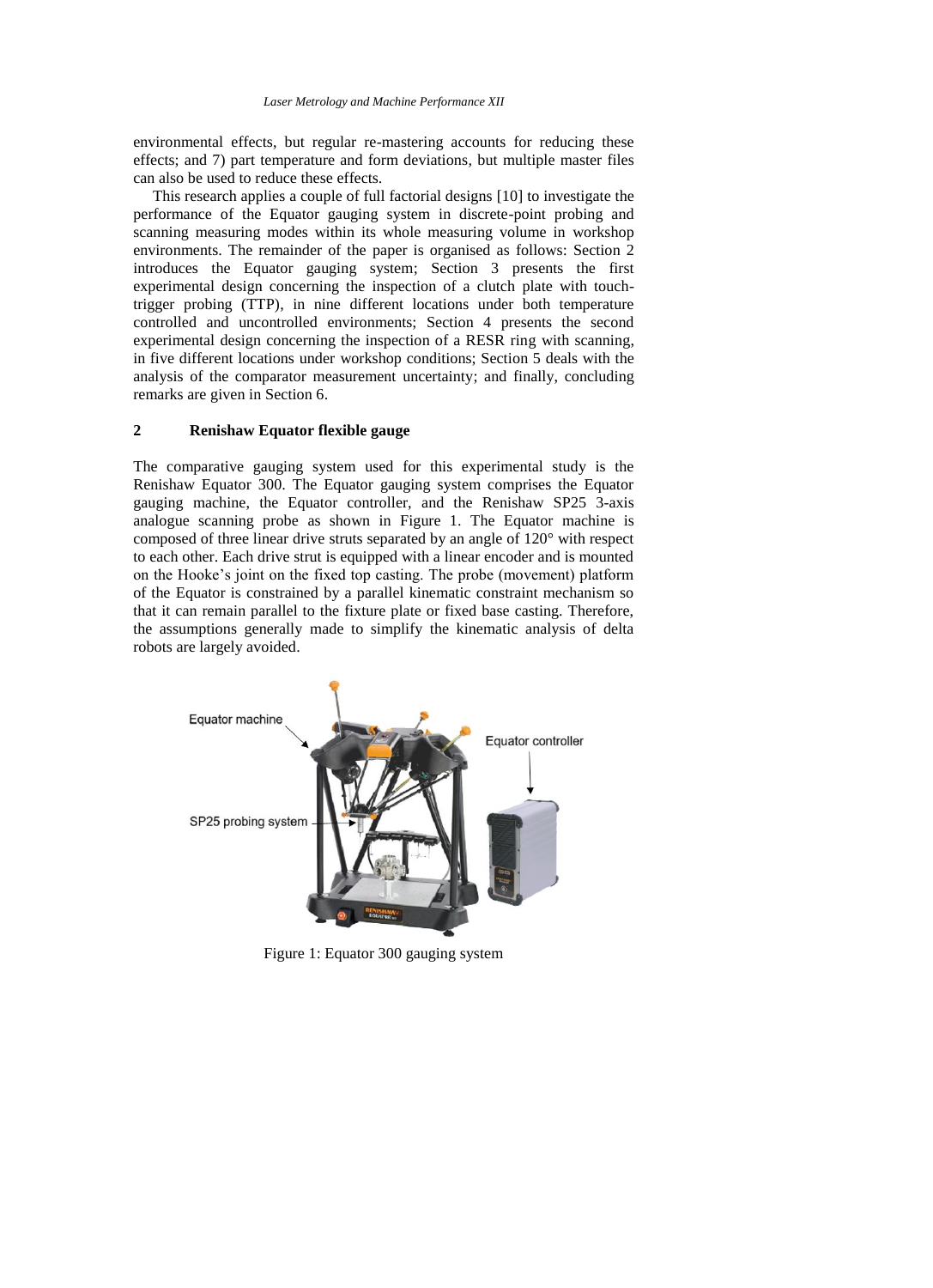environmental effects, but regular re-mastering accounts for reducing these effects; and 7) part temperature and form deviations, but multiple master files can also be used to reduce these effects.

This research applies a couple of full factorial designs [10] to investigate the performance of the Equator gauging system in discrete-point probing and scanning measuring modes within its whole measuring volume in workshop environments. The remainder of the paper is organised as follows: Section 2 introduces the Equator gauging system; Section 3 presents the first experimental design concerning the inspection of a clutch plate with touch-trigger probing (TTP), in nine different locations under both temperature controlled and uncontrolled environments; Section 4 presents the second experimental design concerning the inspection of a RESR ring with scanning, in five different locations under workshop conditions; Section 5 deals with the analysis of the comparator measurement uncertainty; and finally, concluding remarks are given in Section 6.

## 2 Renishaw Equator flexible gauge

The comparative gauging system used for this experimental study is the Renishaw Equator 300. The Equator gauging system comprises the Equator gauging machine, the Equator controller, and the Renishaw SP25 3-axis analogue scanning probe as shown in Figure 1. The Equator machine is composed of three linear drive struts separated by an angle of 120° with respect to each other. Each drive strut is equipped with a linear encoder and is mounted on the Hooke's joint on the fixed top casting. The probe (movement) platform of the Equator is constrained by a parallel kinematic constraint mechanism so that it can remain parallel to the fixture plate or fixed base casting. Therefore, the assumptions generally made to simplify the kinematic analysis of delta robots are largely avoided.

Equator machine

Equator controller

SP25 probing system

Figure 1: Equator 300 gauging system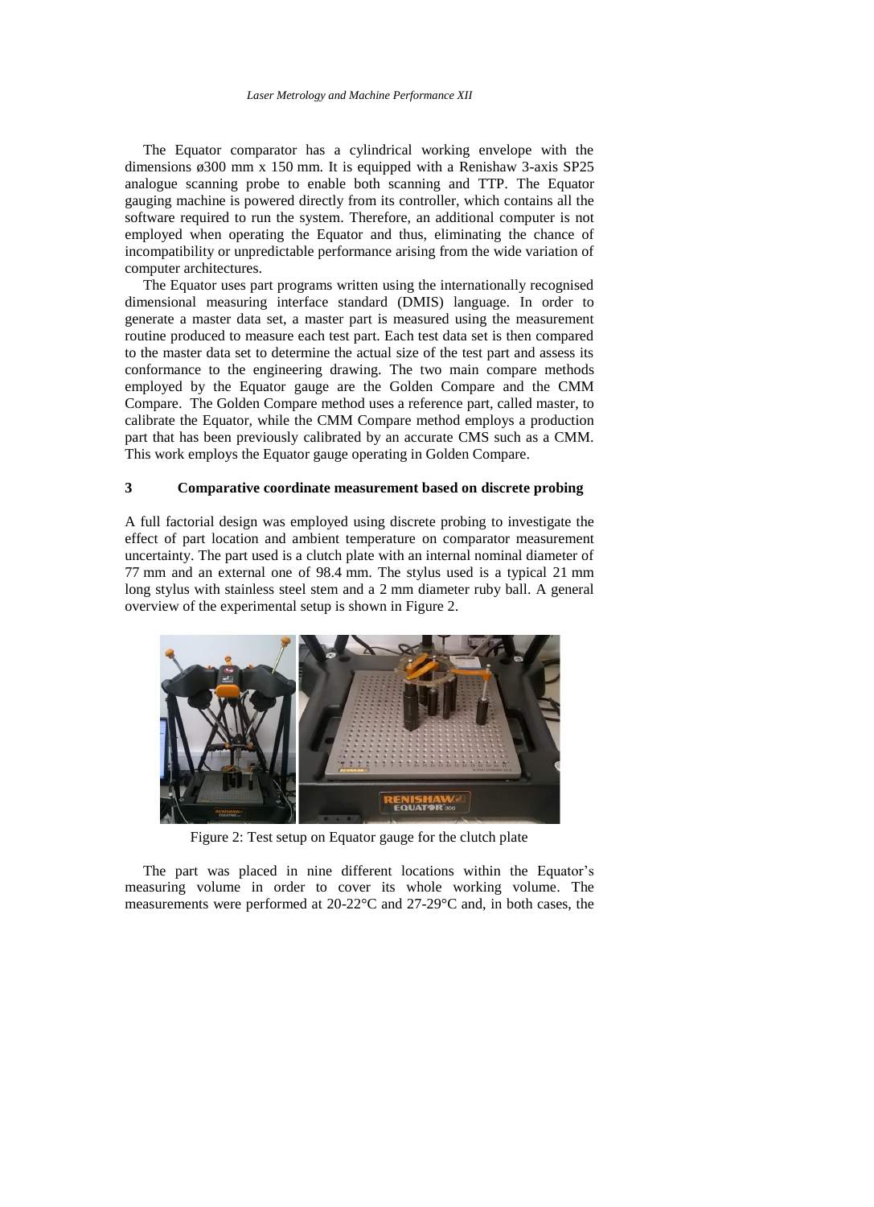The Equator comparator has a cylindrical working envelope with the dimensions ø300 mm x 150 mm. It is equipped with a Renishaw 3-axis SP25 analogue scanning probe to enable both scanning and TTP. The Equator gauging machine is powered directly from its controller, which contains all the software required to run the system. Therefore, an additional computer is not employed when operating the Equator and thus, eliminating the chance of incompatibility or unpredictable performance arising from the wide variation of computer architectures.

The Equator uses part programs written using the internationally recognised dimensional measuring interface standard (DMIS) language. In order to generate a master data set, a master part is measured using the measurement routine produced to measure each test part. Each test data set is then compared to the master data set to determine the actual size of the test part and assess its conformance to the engineering drawing. The two main compare methods employed by the Equator gauge are the Golden Compare and the CMM Compare. The Golden Compare method uses a reference part, called master, to calibrate the Equator, while the CMM Compare method employs a production part that has been previously calibrated by an accurate CMS such as a CMM. This work employs the Equator gauge operating in Golden Compare.

## 3 Comparative coordinate measurement based on discrete probing

A full factorial design was employed using discrete probing to investigate the effect of part location and ambient temperature on comparator measurement uncertainty. The part used is a clutch plate with an internal nominal diameter of 77 mm and an external one of 98.4 mm. The stylus used is a typical 21 mm long stylus with stainless steel stem and a 2 mm diameter ruby ball. A general overview of the experimental setup is shown in Figure 2.

Figure 2: Test setup on Equator gauge for the clutch plate

The part was placed in nine different locations within the Equator's measuring volume in order to cover its whole working volume. The measurements were performed at 20-22°C and 27-29°C and, in both cases, the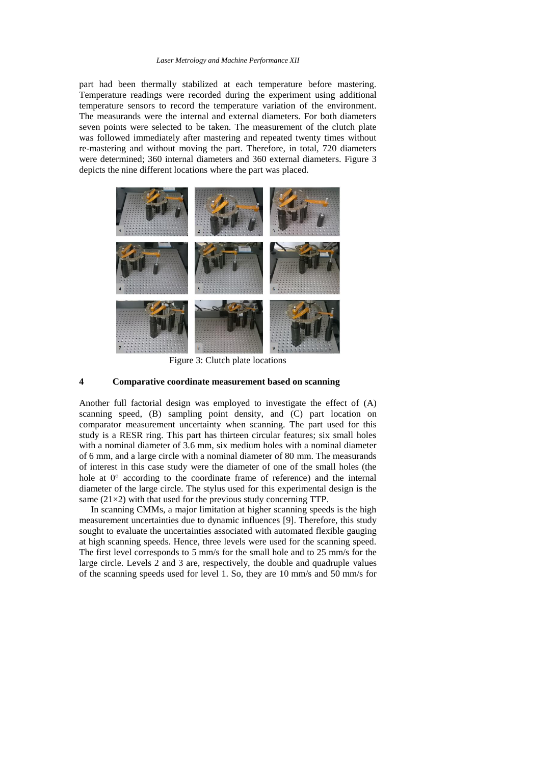part had been thermally stabilized at each temperature before mastering. Temperature readings were recorded during the experiment using additional temperature sensors to record the temperature variation of the environment. The measurands were the internal and external diameters. For both diameters seven points were selected to be taken. The measurement of the clutch plate was followed immediately after mastering and repeated twenty times without re-mastering and without moving the part. Therefore, in total, 720 diameters were determined; 360 internal diameters and 360 external diameters. Figure 3 depicts the nine different locations where the part was placed.

Figure 3: Clutch plate locations

## 4 Comparative coordinate measurement based on scanning

Another full factorial design was employed to investigate the effect of (A) scanning speed, (B) sampling point density, and (C) part location on comparator measurement uncertainty when scanning. The part used for this study is a RESR ring. This part has thirteen circular features; six small holes with a nominal diameter of 3.6 mm, six medium holes with a nominal diameter of 6 mm, and a large circle with a nominal diameter of 80 mm. The measurands of interest in this case study were the diameter of one of the small holes (the hole at 0° according to the coordinate frame of reference) and the internal diameter of the large circle. The stylus used for this experimental design is the same (21×2) with that used for the previous study concerning TTP.

In scanning CMMs, a major limitation at higher scanning speeds is the high measurement uncertainties due to dynamic influences [9]. Therefore, this study sought to evaluate the uncertainties associated with automated flexible gauging at high scanning speeds. Hence, three levels were used for the scanning speed. The first level corresponds to 5 mm/s for the small hole and to 25 mm/s for the large circle. Levels 2 and 3 are, respectively, the double and quadruple values of the scanning speeds used for level 1. So, they are 10 mm/s and 50 mm/s for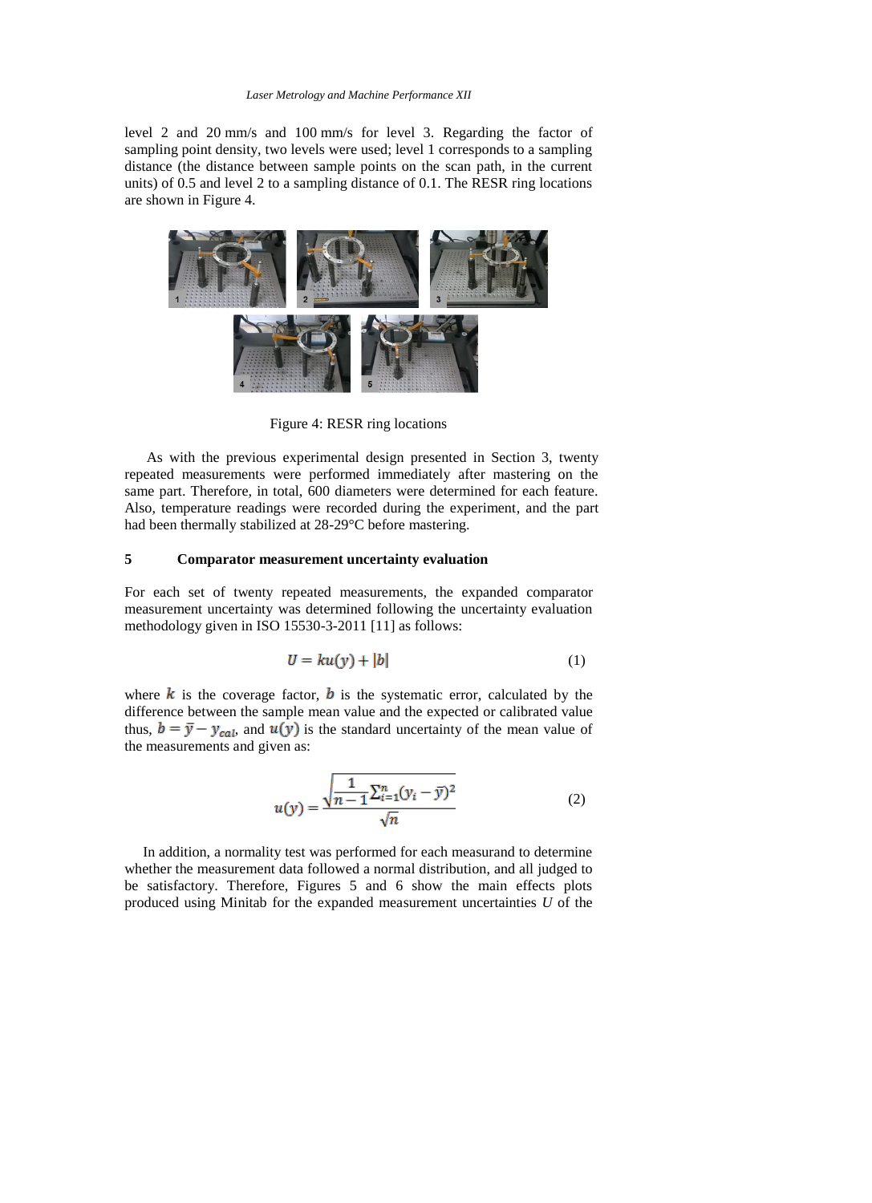level 2 and 20 mm/s and 100 mm/s for level 3. Regarding the factor of sampling point density, two levels were used; level 1 corresponds to a sampling distance (the distance between sample points on the scan path, in the current units) of 0.5 and level 2 to a sampling distance of 0.1. The RESR ring locations are shown in Figure 4.

Figure 4: RESR ring locations

As with the previous experimental design presented in Section 3, twenty repeated measurements were performed immediately after mastering on the same part. Therefore, in total, 600 diameters were determined for each feature. Also, temperature readings were recorded during the experiment, and the part had been thermally stabilized at 28-29°C before mastering.

## 5 Comparator measurement uncertainty evaluation

For each set of twenty repeated measurements, the expanded comparator measurement uncertainty was determined following the uncertainty evaluation methodology given in ISO 15530-3-2011 [11] as follows:

$$U = ku(y) + |b| \tag{1}$$

where $k$ is the coverage factor, $b$ is the systematic error, calculated by the difference between the sample mean value and the expected or calibrated value thus, $b = \bar{y} - y_{cal}$, and $u(y)$ is the standard uncertainty of the mean value of the measurements and given as:

$$u(y) = \frac{\sqrt{\frac{1}{n-1}\sum_{i=1}^{n}(y_i - \bar{y})^2}}{\sqrt{n}} \tag{2}$$

In addition, a normality test was performed for each measurand to determine whether the measurement data followed a normal distribution, and all judged to be satisfactory. Therefore, Figures 5 and 6 show the main effects plots produced using Minitab for the expanded measurement uncertainties *U* of the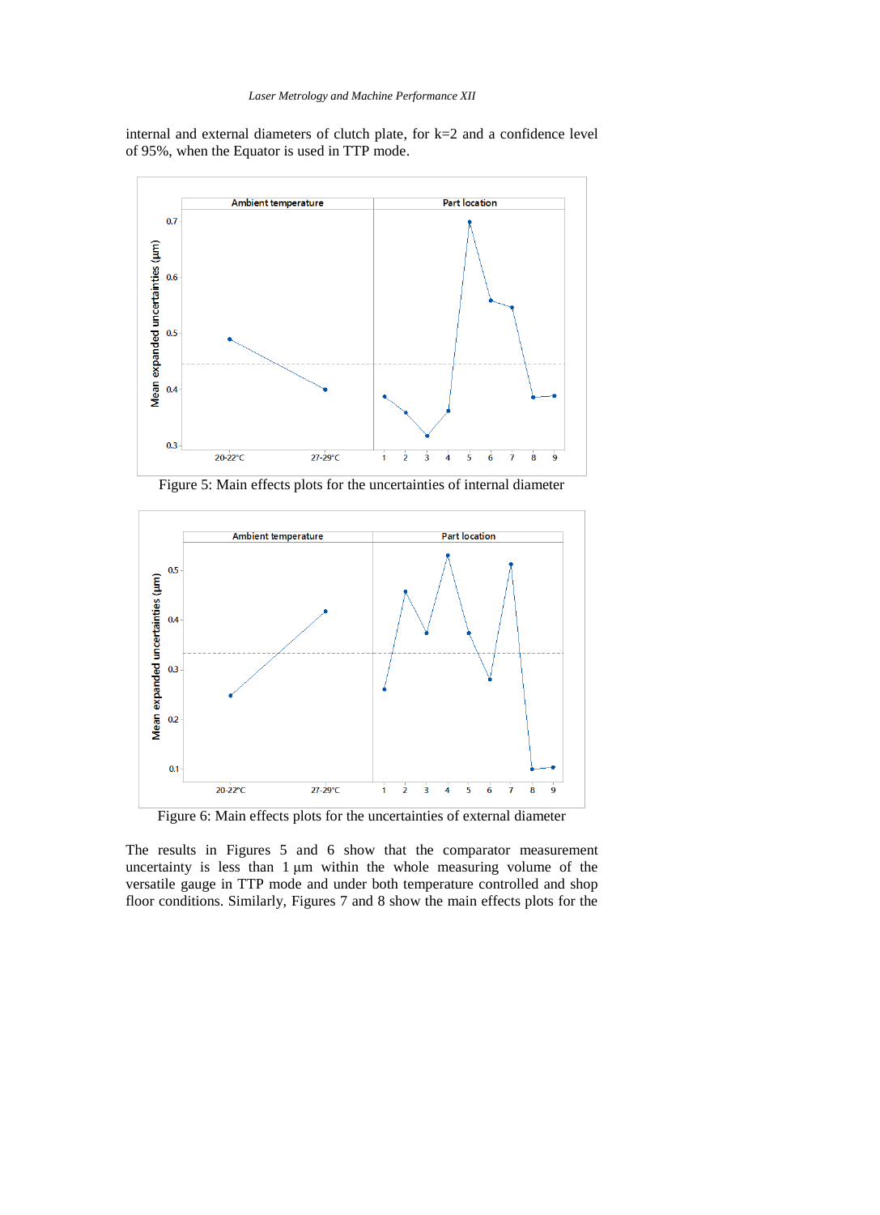internal and external diameters of clutch plate, for k=2 and a confidence level of 95%, when the Equator is used in TTP mode.

Figure 5: Main effects plots for the uncertainties of internal diameter

Figure 6: Main effects plots for the uncertainties of external diameter

The results in Figures 5 and 6 show that the comparator measurement uncertainty is less than 1 µm within the whole measuring volume of the versatile gauge in TTP mode and under both temperature controlled and shop floor conditions. Similarly, Figures 7 and 8 show the main effects plots for the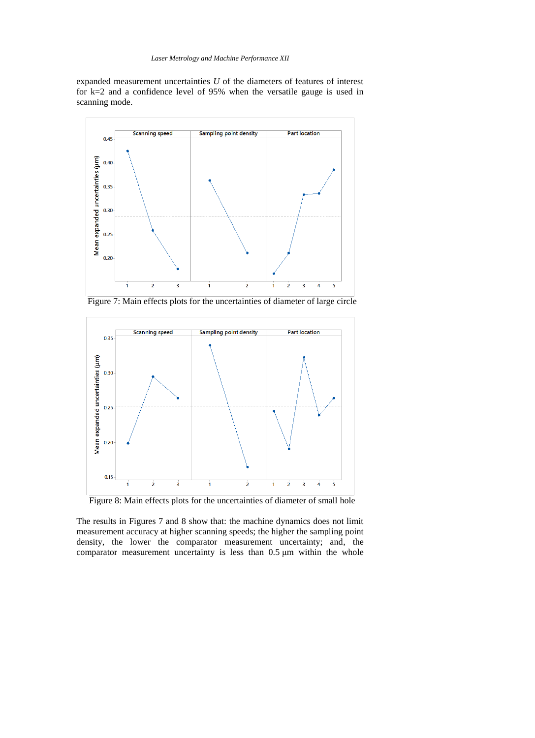expanded measurement uncertainties $U$ of the diameters of features of interest for k=2 and a confidence level of 95% when the versatile gauge is used in scanning mode.

Figure 7: Main effects plots for the uncertainties of diameter of large circle

Figure 8: Main effects plots for the uncertainties of diameter of small hole

The results in Figures 7 and 8 show that: the machine dynamics does not limit measurement accuracy at higher scanning speeds; the higher the sampling point density, the lower the comparator measurement uncertainty; and, the comparator measurement uncertainty is less than 0.5 µm within the whole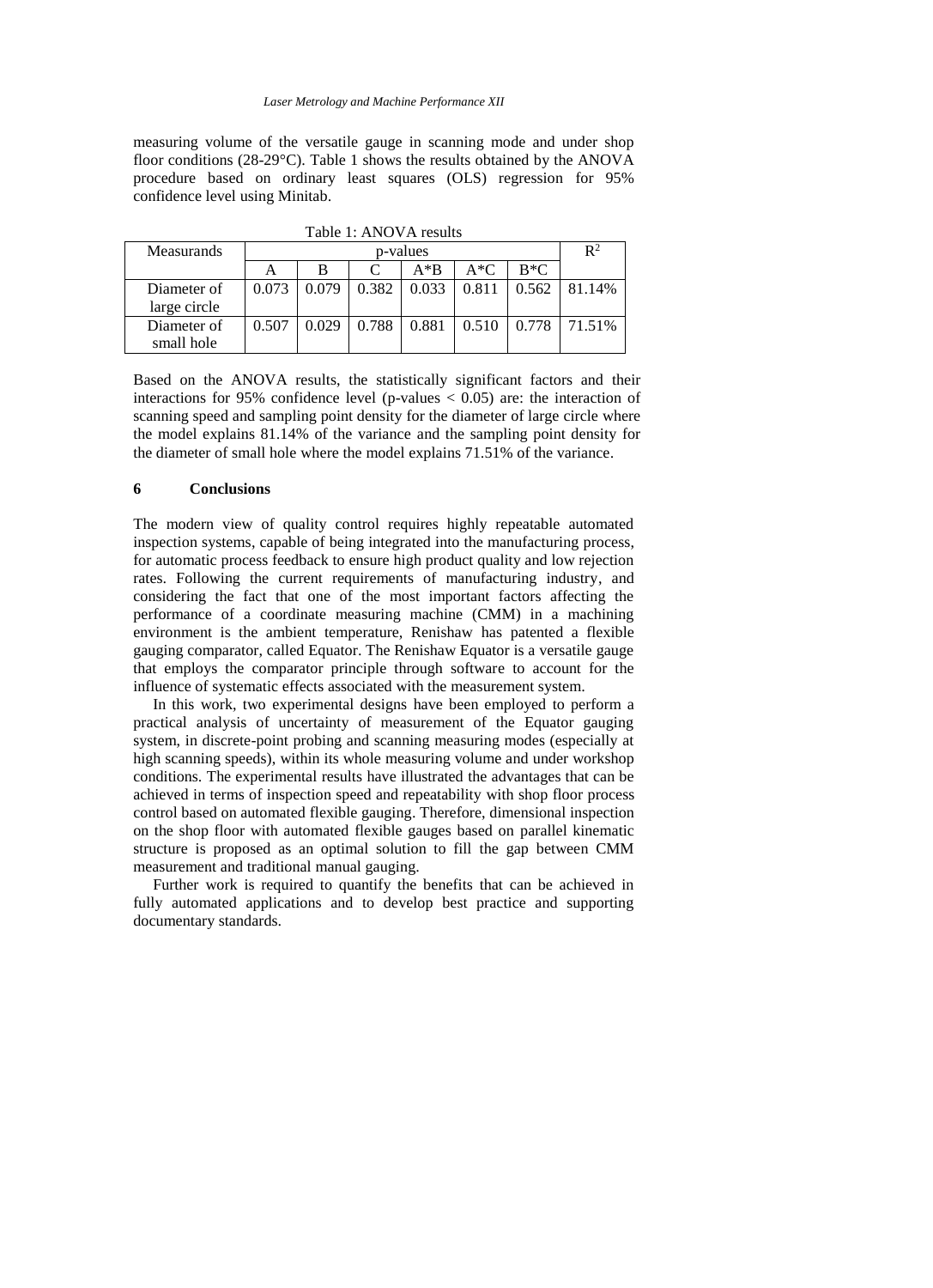measuring volume of the versatile gauge in scanning mode and under shop floor conditions (28-29°C). Table 1 shows the results obtained by the ANOVA procedure based on ordinary least squares (OLS) regression for 95% confidence level using Minitab.

Table 1: ANOVA results

| Measurands | p-values | | | | | | $R^2$ |
|---|---|---|---|---|---|---|---|
| | A | B | C | A*B | A*C | B*C | |
| Diameter of large circle | 0.073 | 0.079 | 0.382 | 0.033 | 0.811 | 0.562 | 81.14% |
| Diameter of small hole | 0.507 | 0.029 | 0.788 | 0.881 | 0.510 | 0.778 | 71.51% |

Based on the ANOVA results, the statistically significant factors and their interactions for 95% confidence level (p-values $< 0.05$) are: the interaction of scanning speed and sampling point density for the diameter of large circle where the model explains 81.14% of the variance and the sampling point density for the diameter of small hole where the model explains 71.51% of the variance.

## 6 Conclusions

The modern view of quality control requires highly repeatable automated inspection systems, capable of being integrated into the manufacturing process, for automatic process feedback to ensure high product quality and low rejection rates. Following the current requirements of manufacturing industry, and considering the fact that one of the most important factors affecting the performance of a coordinate measuring machine (CMM) in a machining environment is the ambient temperature, Renishaw has patented a flexible gauging comparator, called Equator. The Renishaw Equator is a versatile gauge that employs the comparator principle through software to account for the influence of systematic effects associated with the measurement system.

In this work, two experimental designs have been employed to perform a practical analysis of uncertainty of measurement of the Equator gauging system, in discrete-point probing and scanning measuring modes (especially at high scanning speeds), within its whole measuring volume and under workshop conditions. The experimental results have illustrated the advantages that can be achieved in terms of inspection speed and repeatability with shop floor process control based on automated flexible gauging. Therefore, dimensional inspection on the shop floor with automated flexible gauges based on parallel kinematic structure is proposed as an optimal solution to fill the gap between CMM measurement and traditional manual gauging.

Further work is required to quantify the benefits that can be achieved in fully automated applications and to develop best practice and supporting documentary standards.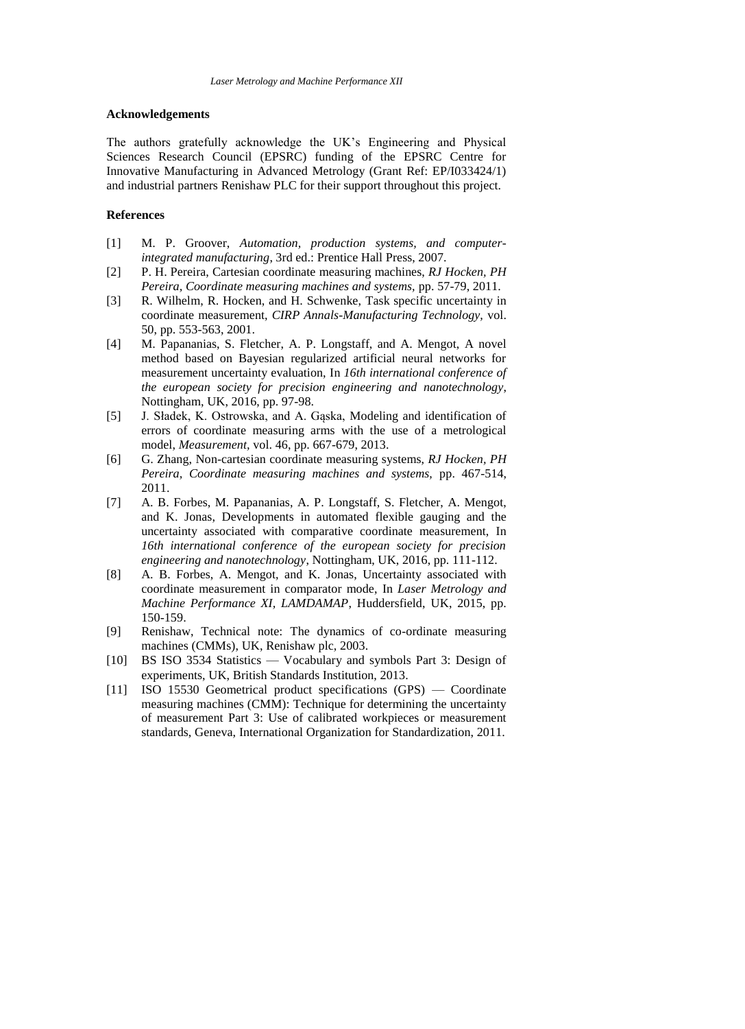## Acknowledgements

The authors gratefully acknowledge the UK's Engineering and Physical Sciences Research Council (EPSRC) funding of the EPSRC Centre for Innovative Manufacturing in Advanced Metrology (Grant Ref: EP/I033424/1) and industrial partners Renishaw PLC for their support throughout this project.

## References

[1] M. P. Groover, *Automation, production systems, and computer-integrated manufacturing*, 3rd ed.: Prentice Hall Press, 2007.

[2] P. H. Pereira, Cartesian coordinate measuring machines, *RJ Hocken, PH Pereira, Coordinate measuring machines and systems,* pp. 57-79, 2011.

[3] R. Wilhelm, R. Hocken, and H. Schwenke, Task specific uncertainty in coordinate measurement, *CIRP Annals-Manufacturing Technology,* vol. 50, pp. 553-563, 2001.

[4] M. Papananias, S. Fletcher, A. P. Longstaff, and A. Mengot, A novel method based on Bayesian regularized artificial neural networks for measurement uncertainty evaluation, In *16th international conference of the european society for precision engineering and nanotechnology*, Nottingham, UK, 2016, pp. 97-98.

[5] J. Sładek, K. Ostrowska, and A. Gąska, Modeling and identification of errors of coordinate measuring arms with the use of a metrological model, *Measurement,* vol. 46, pp. 667-679, 2013.

[6] G. Zhang, Non-cartesian coordinate measuring systems, *RJ Hocken, PH Pereira, Coordinate measuring machines and systems,* pp. 467-514, 2011.

[7] A. B. Forbes, M. Papananias, A. P. Longstaff, S. Fletcher, A. Mengot, and K. Jonas, Developments in automated flexible gauging and the uncertainty associated with comparative coordinate measurement, In *16th international conference of the european society for precision engineering and nanotechnology*, Nottingham, UK, 2016, pp. 111-112.

[8] A. B. Forbes, A. Mengot, and K. Jonas, Uncertainty associated with coordinate measurement in comparator mode, In *Laser Metrology and Machine Performance XI, LAMDAMAP*, Huddersfield, UK, 2015, pp. 150-159.

[9] Renishaw, Technical note: The dynamics of co-ordinate measuring machines (CMMs), UK, Renishaw plc, 2003.

[10] BS ISO 3534 Statistics — Vocabulary and symbols Part 3: Design of experiments, UK, British Standards Institution, 2013.

[11] ISO 15530 Geometrical product specifications (GPS) — Coordinate measuring machines (CMM): Technique for determining the uncertainty of measurement Part 3: Use of calibrated workpieces or measurement standards, Geneva, International Organization for Standardization, 2011.